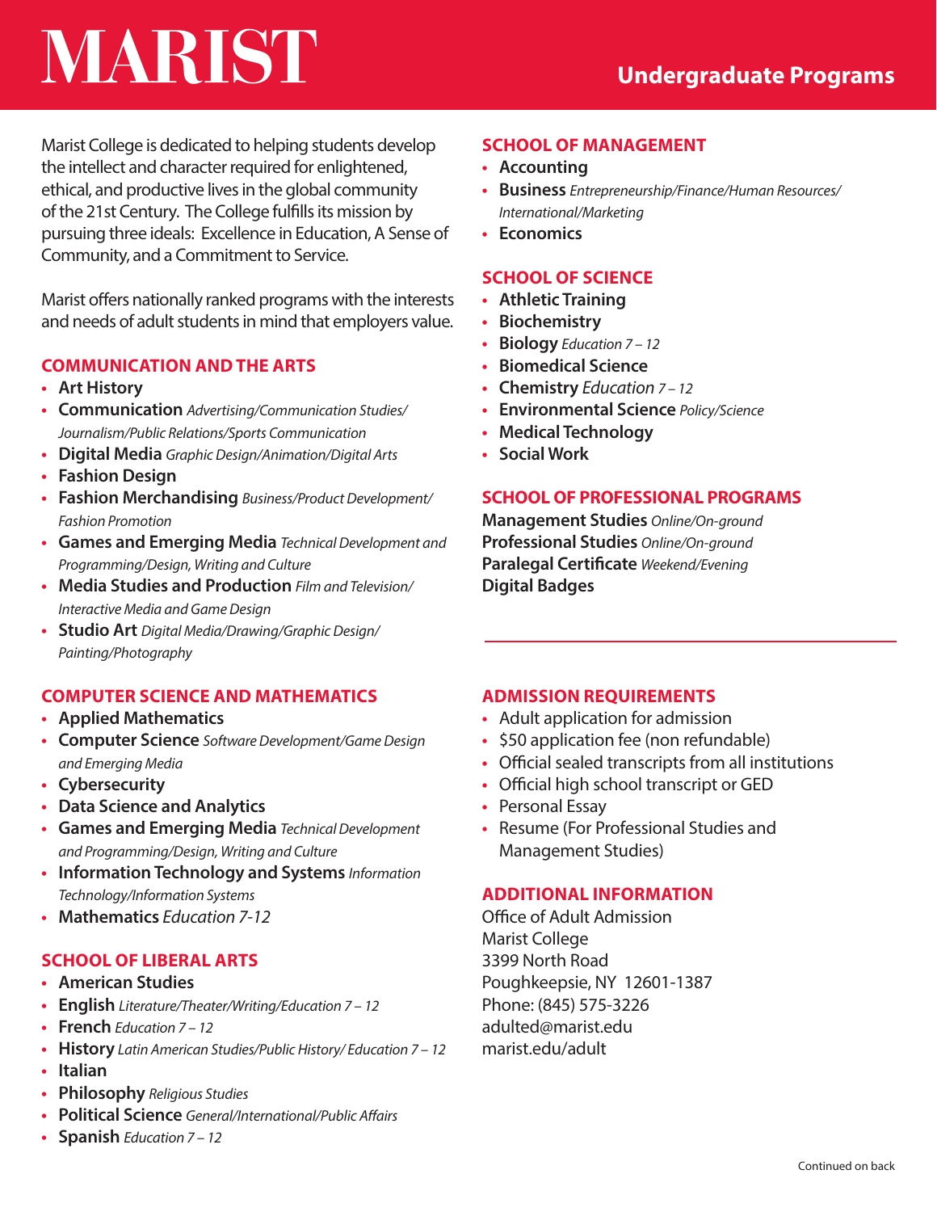# MARIST

## Undergraduate Programs

Marist College is dedicated to helping students develop the intellect and character required for enlightened, ethical, and productive lives in the global community of the 21st Century. The College fulfills its mission by pursuing three ideals: Excellence in Education, A Sense of Community, and a Commitment to Service.

Marist offers nationally ranked programs with the interests and needs of adult students in mind that employers value.

### COMMUNICATION AND THE ARTS

- **Art History**
- **Communication** *Advertising/Communication Studies/Journalism/Public Relations/Sports Communication*
- **Digital Media** *Graphic Design/Animation/Digital Arts*
- **Fashion Design**
- **Fashion Merchandising** *Business/Product Development/Fashion Promotion*
- **Games and Emerging Media** *Technical Development and Programming/Design, Writing and Culture*
- **Media Studies and Production** *Film and Television/Interactive Media and Game Design*
- **Studio Art** *Digital Media/Drawing/Graphic Design/Painting/Photography*

### COMPUTER SCIENCE AND MATHEMATICS

- **Applied Mathematics**
- **Computer Science** *Software Development/Game Design and Emerging Media*
- **Cybersecurity**
- **Data Science and Analytics**
- **Games and Emerging Media** *Technical Development and Programming/Design, Writing and Culture*
- **Information Technology and Systems** *Information Technology/Information Systems*
- **Mathematics** *Education 7-12*

### SCHOOL OF LIBERAL ARTS

- **American Studies**
- **English** *Literature/Theater/Writing/Education 7 – 12*
- **French** *Education 7 – 12*
- **History** *Latin American Studies/Public History/ Education 7 – 12*
- **Italian**
- **Philosophy** *Religious Studies*
- **Political Science** *General/International/Public Affairs*
- **Spanish** *Education 7 – 12*

### SCHOOL OF MANAGEMENT

- **Accounting**
- **Business** *Entrepreneurship/Finance/Human Resources/International/Marketing*
- **Economics**

### SCHOOL OF SCIENCE

- **Athletic Training**
- **Biochemistry**
- **Biology** *Education 7 – 12*
- **Biomedical Science**
- **Chemistry** *Education 7 – 12*
- **Environmental Science** *Policy/Science*
- **Medical Technology**
- **Social Work**

### SCHOOL OF PROFESSIONAL PROGRAMS

**Management Studies** *Online/On-ground*
**Professional Studies** *Online/On-ground*
**Paralegal Certificate** *Weekend/Evening*
**Digital Badges**

---

### ADMISSION REQUIREMENTS

- Adult application for admission
- $50 application fee (non refundable)
- Official sealed transcripts from all institutions
- Official high school transcript or GED
- Personal Essay
- Resume (For Professional Studies and Management Studies)

### ADDITIONAL INFORMATION

Office of Adult Admission
Marist College
3399 North Road
Poughkeepsie, NY 12601-1387
Phone: (845) 575-3226
adulted@marist.edu
marist.edu/adult

Continued on back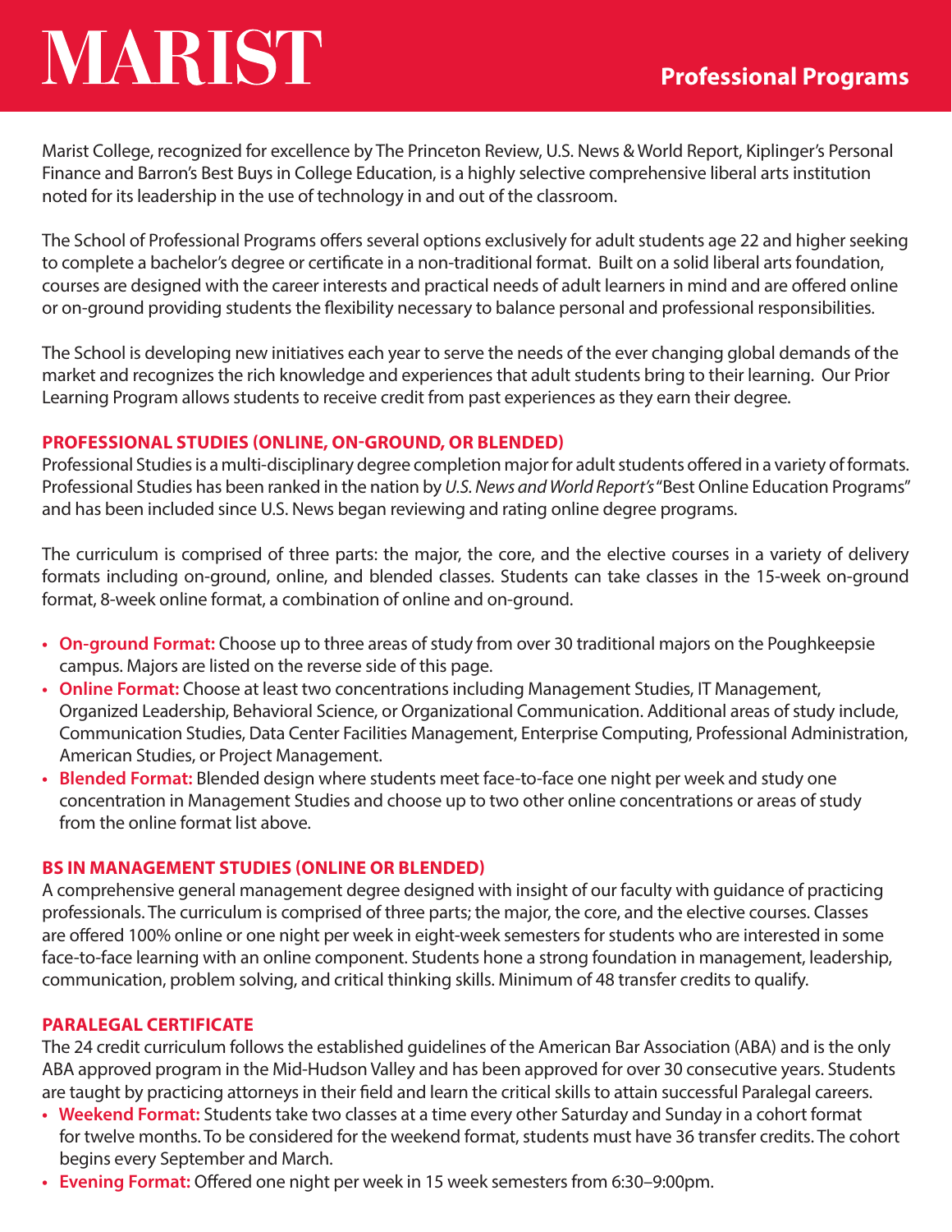# MARIST

## Professional Programs

Marist College, recognized for excellence by The Princeton Review, U.S. News & World Report, Kiplinger's Personal Finance and Barron's Best Buys in College Education, is a highly selective comprehensive liberal arts institution noted for its leadership in the use of technology in and out of the classroom.

The School of Professional Programs offers several options exclusively for adult students age 22 and higher seeking to complete a bachelor's degree or certificate in a non-traditional format. Built on a solid liberal arts foundation, courses are designed with the career interests and practical needs of adult learners in mind and are offered online or on-ground providing students the flexibility necessary to balance personal and professional responsibilities.

The School is developing new initiatives each year to serve the needs of the ever changing global demands of the market and recognizes the rich knowledge and experiences that adult students bring to their learning. Our Prior Learning Program allows students to receive credit from past experiences as they earn their degree.

### PROFESSIONAL STUDIES (ONLINE, ON-GROUND, OR BLENDED)

Professional Studies is a multi-disciplinary degree completion major for adult students offered in a variety of formats. Professional Studies has been ranked in the nation by *U.S. News and World Report's* "Best Online Education Programs" and has been included since U.S. News began reviewing and rating online degree programs.

The curriculum is comprised of three parts: the major, the core, and the elective courses in a variety of delivery formats including on-ground, online, and blended classes. Students can take classes in the 15-week on-ground format, 8-week online format, a combination of online and on-ground.

- **On-ground Format:** Choose up to three areas of study from over 30 traditional majors on the Poughkeepsie campus. Majors are listed on the reverse side of this page.
- **Online Format:** Choose at least two concentrations including Management Studies, IT Management, Organized Leadership, Behavioral Science, or Organizational Communication. Additional areas of study include, Communication Studies, Data Center Facilities Management, Enterprise Computing, Professional Administration, American Studies, or Project Management.
- **Blended Format:** Blended design where students meet face-to-face one night per week and study one concentration in Management Studies and choose up to two other online concentrations or areas of study from the online format list above.

### BS IN MANAGEMENT STUDIES (ONLINE OR BLENDED)

A comprehensive general management degree designed with insight of our faculty with guidance of practicing professionals. The curriculum is comprised of three parts; the major, the core, and the elective courses. Classes are offered 100% online or one night per week in eight-week semesters for students who are interested in some face-to-face learning with an online component. Students hone a strong foundation in management, leadership, communication, problem solving, and critical thinking skills. Minimum of 48 transfer credits to qualify.

### PARALEGAL CERTIFICATE

The 24 credit curriculum follows the established guidelines of the American Bar Association (ABA) and is the only ABA approved program in the Mid-Hudson Valley and has been approved for over 30 consecutive years. Students are taught by practicing attorneys in their field and learn the critical skills to attain successful Paralegal careers.

- **Weekend Format:** Students take two classes at a time every other Saturday and Sunday in a cohort format for twelve months. To be considered for the weekend format, students must have 36 transfer credits. The cohort begins every September and March.
- **Evening Format:** Offered one night per week in 15 week semesters from 6:30–9:00pm.